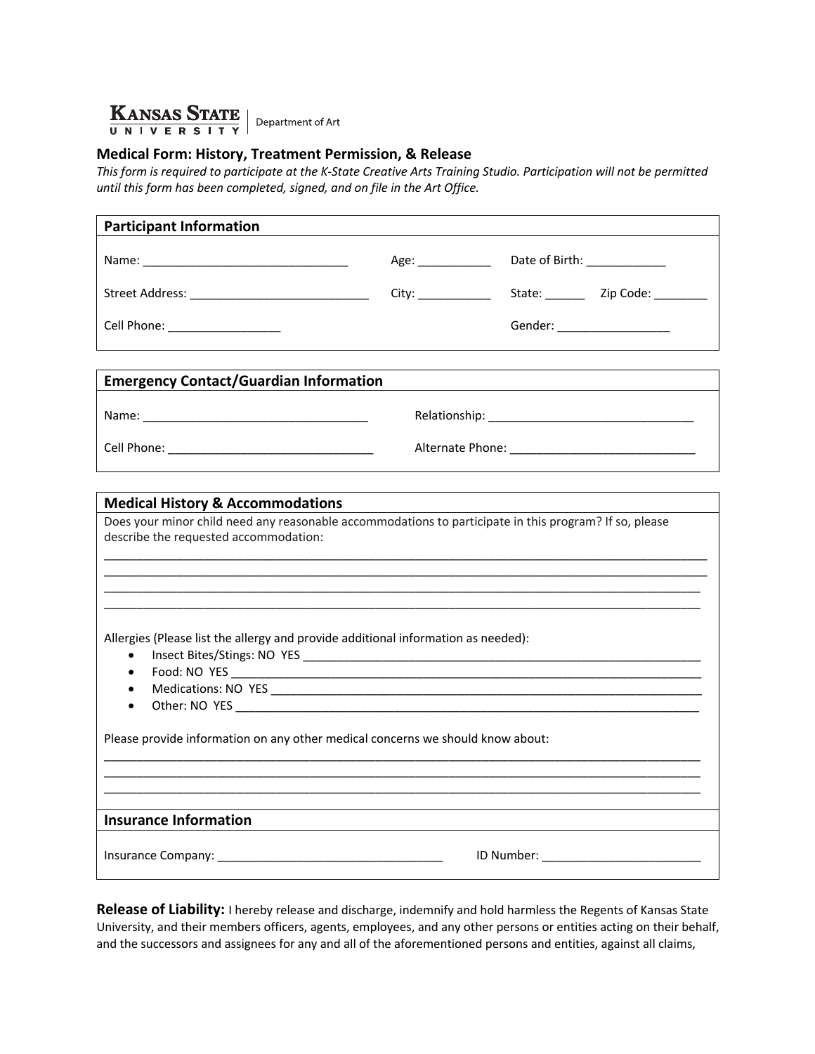Kansas State University | Department of Art

## Medical Form: History, Treatment Permission, & Release

*This form is required to participate at the K-State Creative Arts Training Studio. Participation will not be permitted until this form has been completed, signed, and on file in the Art Office.*

### Participant Information

Name: _______________________________ Age: ___________ Date of Birth: ____________

Street Address: ___________________________ City: ___________ State: ______ Zip Code: ________

Cell Phone: _________________ Gender: _________________

### Emergency Contact/Guardian Information

Name: __________________________________ Relationship: _______________________________

Cell Phone: _______________________________ Alternate Phone: ____________________________

### Medical History & Accommodations

Does your minor child need any reasonable accommodations to participate in this program? If so, please describe the requested accommodation:

______________________________________________________________________________________
______________________________________________________________________________________
______________________________________________________________________________________
______________________________________________________________________________________

Allergies (Please list the allergy and provide additional information as needed):

- Insect Bites/Stings: NO YES ___________________________________________________________
- Food: NO YES _____________________________________________________________________
- Medications: NO YES _______________________________________________________________
- Other: NO YES _____________________________________________________________________

Please provide information on any other medical concerns we should know about:

______________________________________________________________________________________
______________________________________________________________________________________
______________________________________________________________________________________

### Insurance Information

Insurance Company: __________________________________ ID Number: ________________________

**Release of Liability:** I hereby release and discharge, indemnify and hold harmless the Regents of Kansas State University, and their members officers, agents, employees, and any other persons or entities acting on their behalf, and the successors and assignees for any and all of the aforementioned persons and entities, against all claims,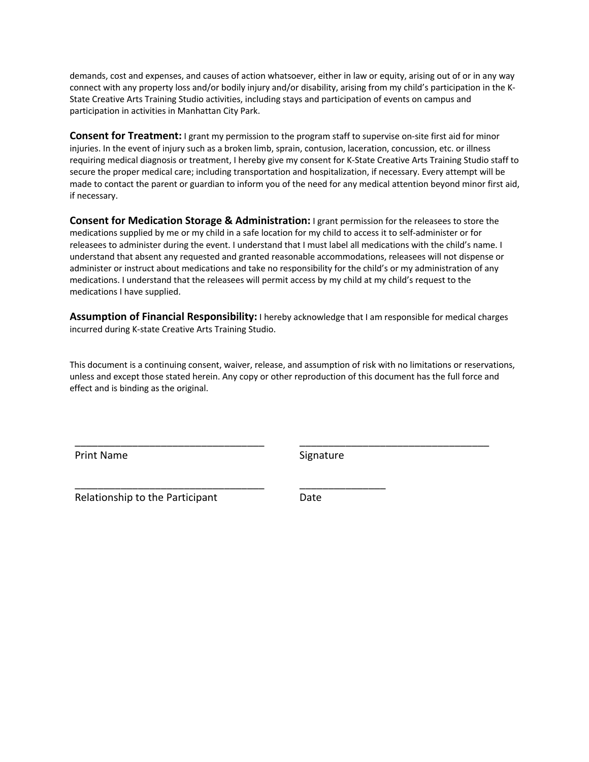demands, cost and expenses, and causes of action whatsoever, either in law or equity, arising out of or in any way connect with any property loss and/or bodily injury and/or disability, arising from my child's participation in the K-State Creative Arts Training Studio activities, including stays and participation of events on campus and participation in activities in Manhattan City Park.

**Consent for Treatment:** I grant my permission to the program staff to supervise on-site first aid for minor injuries. In the event of injury such as a broken limb, sprain, contusion, laceration, concussion, etc. or illness requiring medical diagnosis or treatment, I hereby give my consent for K-State Creative Arts Training Studio staff to secure the proper medical care; including transportation and hospitalization, if necessary. Every attempt will be made to contact the parent or guardian to inform you of the need for any medical attention beyond minor first aid, if necessary.

**Consent for Medication Storage & Administration:** I grant permission for the releasees to store the medications supplied by me or my child in a safe location for my child to access it to self-administer or for releasees to administer during the event. I understand that I must label all medications with the child's name. I understand that absent any requested and granted reasonable accommodations, releasees will not dispense or administer or instruct about medications and take no responsibility for the child's or my administration of any medications. I understand that the releasees will permit access by my child at my child's request to the medications I have supplied.

**Assumption of Financial Responsibility:** I hereby acknowledge that I am responsible for medical charges incurred during K-state Creative Arts Training Studio.

This document is a continuing consent, waiver, release, and assumption of risk with no limitations or reservations, unless and except those stated herein. Any copy or other reproduction of this document has the full force and effect and is binding as the original.

___________________________________ ___________________________________

Print Name Signature

___________________________________ _______________

Relationship to the Participant Date